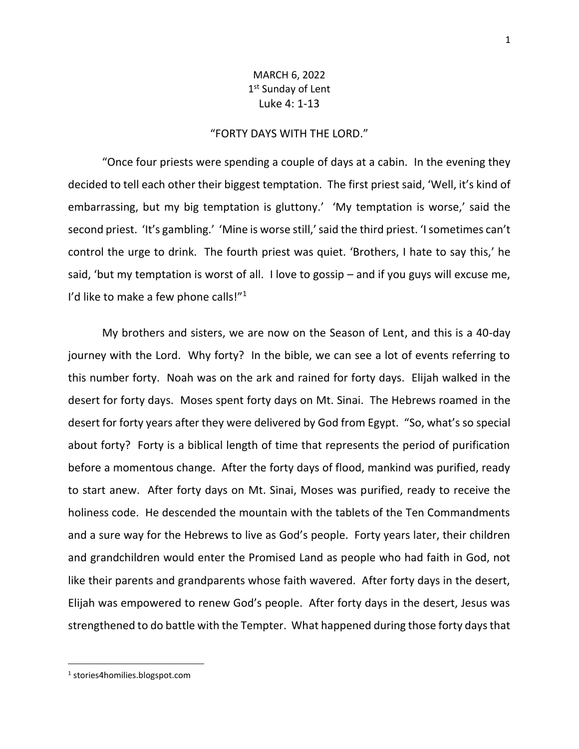MARCH 6, 2022
1st Sunday of Lent
Luke 4: 1-13

"FORTY DAYS WITH THE LORD."

"Once four priests were spending a couple of days at a cabin. In the evening they decided to tell each other their biggest temptation. The first priest said, 'Well, it's kind of embarrassing, but my big temptation is gluttony.' 'My temptation is worse,' said the second priest. 'It's gambling.' 'Mine is worse still,' said the third priest. 'I sometimes can't control the urge to drink. The fourth priest was quiet. 'Brothers, I hate to say this,' he said, 'but my temptation is worst of all. I love to gossip – and if you guys will excuse me, I'd like to make a few phone calls!"[1]

My brothers and sisters, we are now on the Season of Lent, and this is a 40-day journey with the Lord. Why forty? In the bible, we can see a lot of events referring to this number forty. Noah was on the ark and rained for forty days. Elijah walked in the desert for forty days. Moses spent forty days on Mt. Sinai. The Hebrews roamed in the desert for forty years after they were delivered by God from Egypt. "So, what's so special about forty? Forty is a biblical length of time that represents the period of purification before a momentous change. After the forty days of flood, mankind was purified, ready to start anew. After forty days on Mt. Sinai, Moses was purified, ready to receive the holiness code. He descended the mountain with the tablets of the Ten Commandments and a sure way for the Hebrews to live as God's people. Forty years later, their children and grandchildren would enter the Promised Land as people who had faith in God, not like their parents and grandparents whose faith wavered. After forty days in the desert, Elijah was empowered to renew God's people. After forty days in the desert, Jesus was strengthened to do battle with the Tempter. What happened during those forty days that

[1] stories4homilies.blogspot.com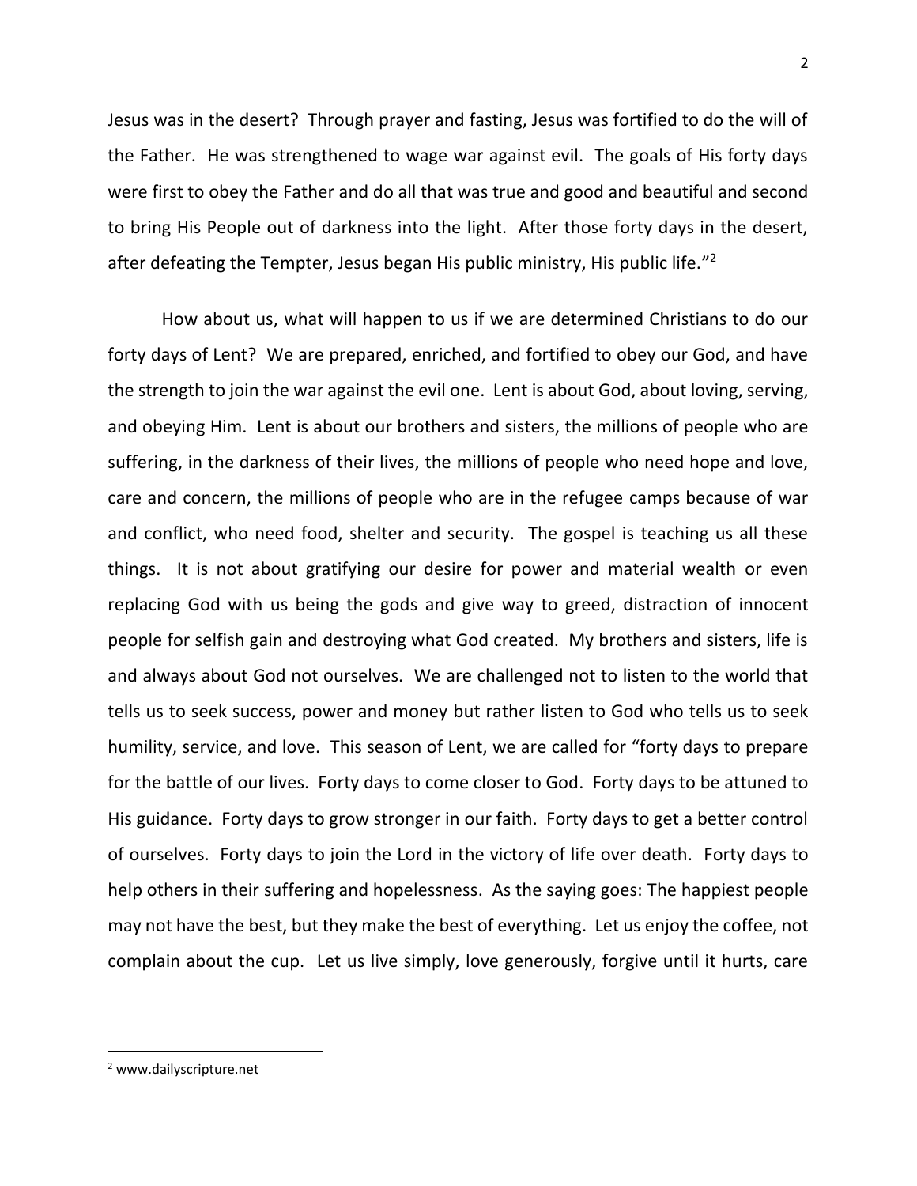Jesus was in the desert? Through prayer and fasting, Jesus was fortified to do the will of the Father. He was strengthened to wage war against evil. The goals of His forty days were first to obey the Father and do all that was true and good and beautiful and second to bring His People out of darkness into the light. After those forty days in the desert, after defeating the Tempter, Jesus began His public ministry, His public life."[2]

How about us, what will happen to us if we are determined Christians to do our forty days of Lent? We are prepared, enriched, and fortified to obey our God, and have the strength to join the war against the evil one. Lent is about God, about loving, serving, and obeying Him. Lent is about our brothers and sisters, the millions of people who are suffering, in the darkness of their lives, the millions of people who need hope and love, care and concern, the millions of people who are in the refugee camps because of war and conflict, who need food, shelter and security. The gospel is teaching us all these things. It is not about gratifying our desire for power and material wealth or even replacing God with us being the gods and give way to greed, distraction of innocent people for selfish gain and destroying what God created. My brothers and sisters, life is and always about God not ourselves. We are challenged not to listen to the world that tells us to seek success, power and money but rather listen to God who tells us to seek humility, service, and love. This season of Lent, we are called for "forty days to prepare for the battle of our lives. Forty days to come closer to God. Forty days to be attuned to His guidance. Forty days to grow stronger in our faith. Forty days to get a better control of ourselves. Forty days to join the Lord in the victory of life over death. Forty days to help others in their suffering and hopelessness. As the saying goes: The happiest people may not have the best, but they make the best of everything. Let us enjoy the coffee, not complain about the cup. Let us live simply, love generously, forgive until it hurts, care

---

[2] www.dailyscripture.net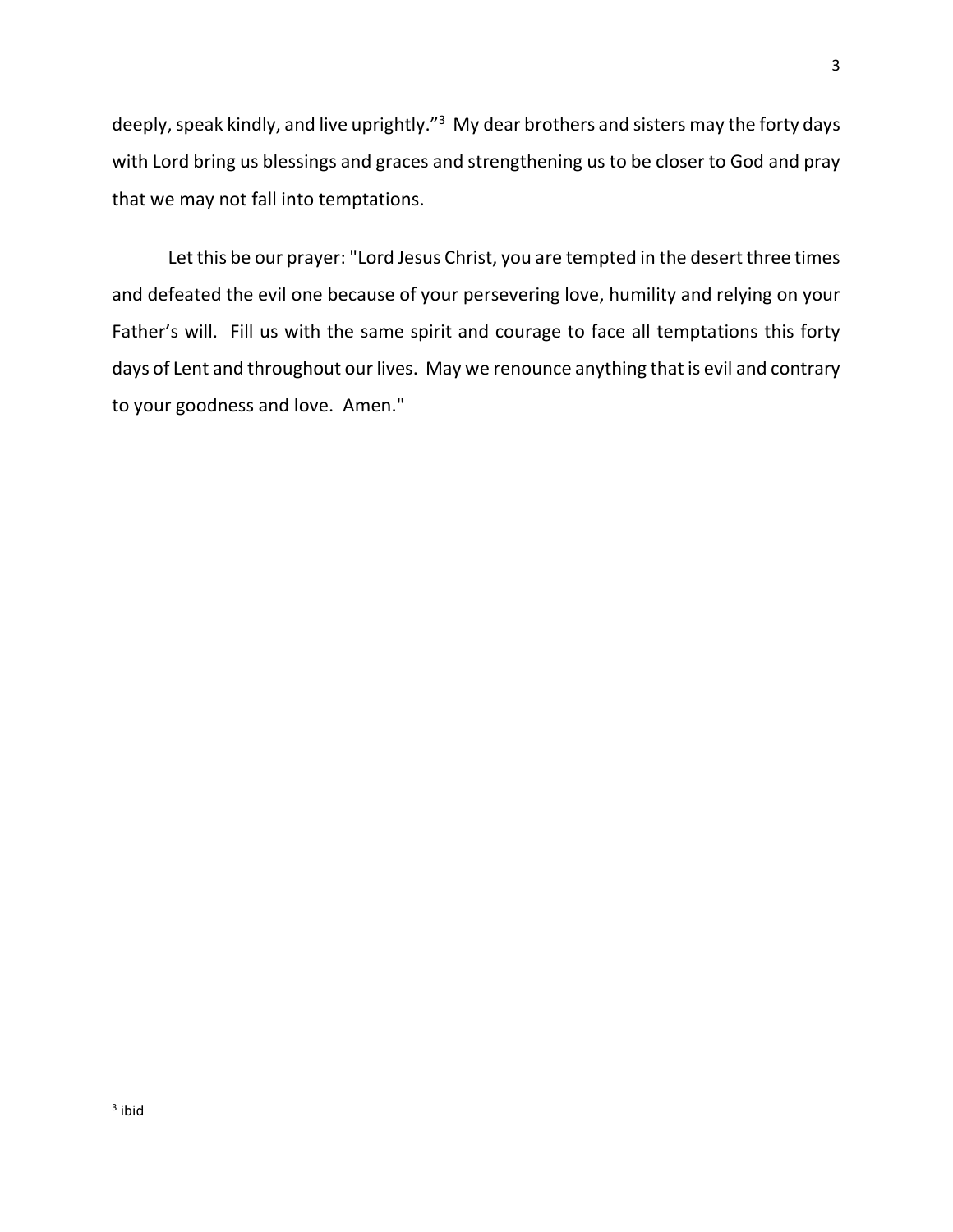deeply, speak kindly, and live uprightly."[3] My dear brothers and sisters may the forty days with Lord bring us blessings and graces and strengthening us to be closer to God and pray that we may not fall into temptations.

Let this be our prayer: "Lord Jesus Christ, you are tempted in the desert three times and defeated the evil one because of your persevering love, humility and relying on your Father's will. Fill us with the same spirit and courage to face all temptations this forty days of Lent and throughout our lives. May we renounce anything that is evil and contrary to your goodness and love. Amen."

---

[3] ibid